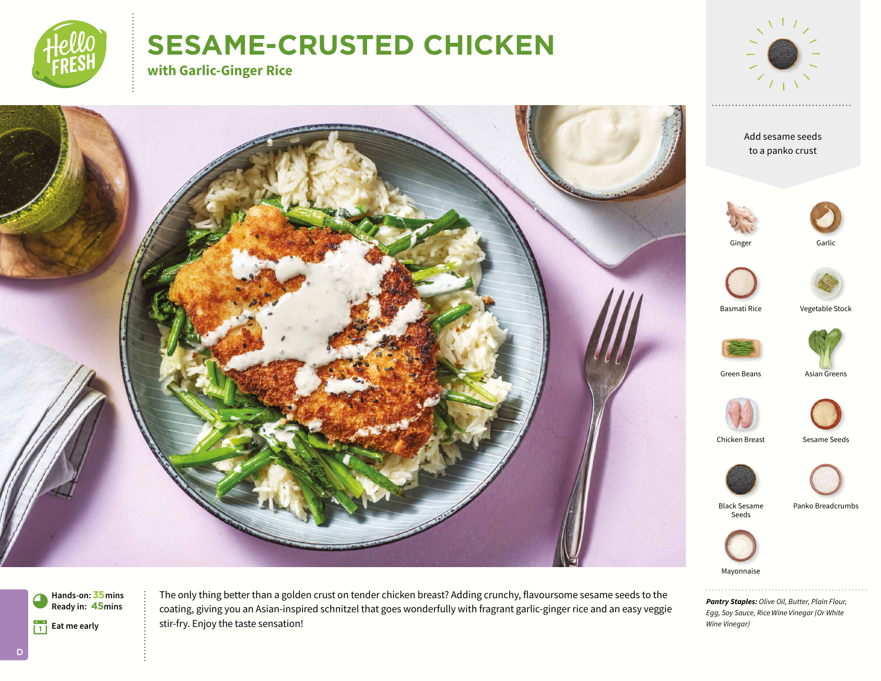# SESAME-CRUSTED CHICKEN

## with Garlic-Ginger Rice

Add sesame seeds to a panko crust

Ginger

Garlic

Basmati Rice

Vegetable Stock

Green Beans

Asian Greens

Chicken Breast

Sesame Seeds

Black Sesame Seeds

Panko Breadcrumbs

Mayonnaise

**Hands-on:** 35mins
**Ready in:** 45mins

Eat me early

The only thing better than a golden crust on tender chicken breast? Adding crunchy, flavoursome sesame seeds to the coating, giving you an Asian-inspired schnitzel that goes wonderfully with fragrant garlic-ginger rice and an easy veggie stir-fry. Enjoy the taste sensation!

***Pantry Staples:*** *Olive Oil, Butter, Plain Flour, Egg, Soy Sauce, Rice Wine Vinegar (Or White Wine Vinegar)*

D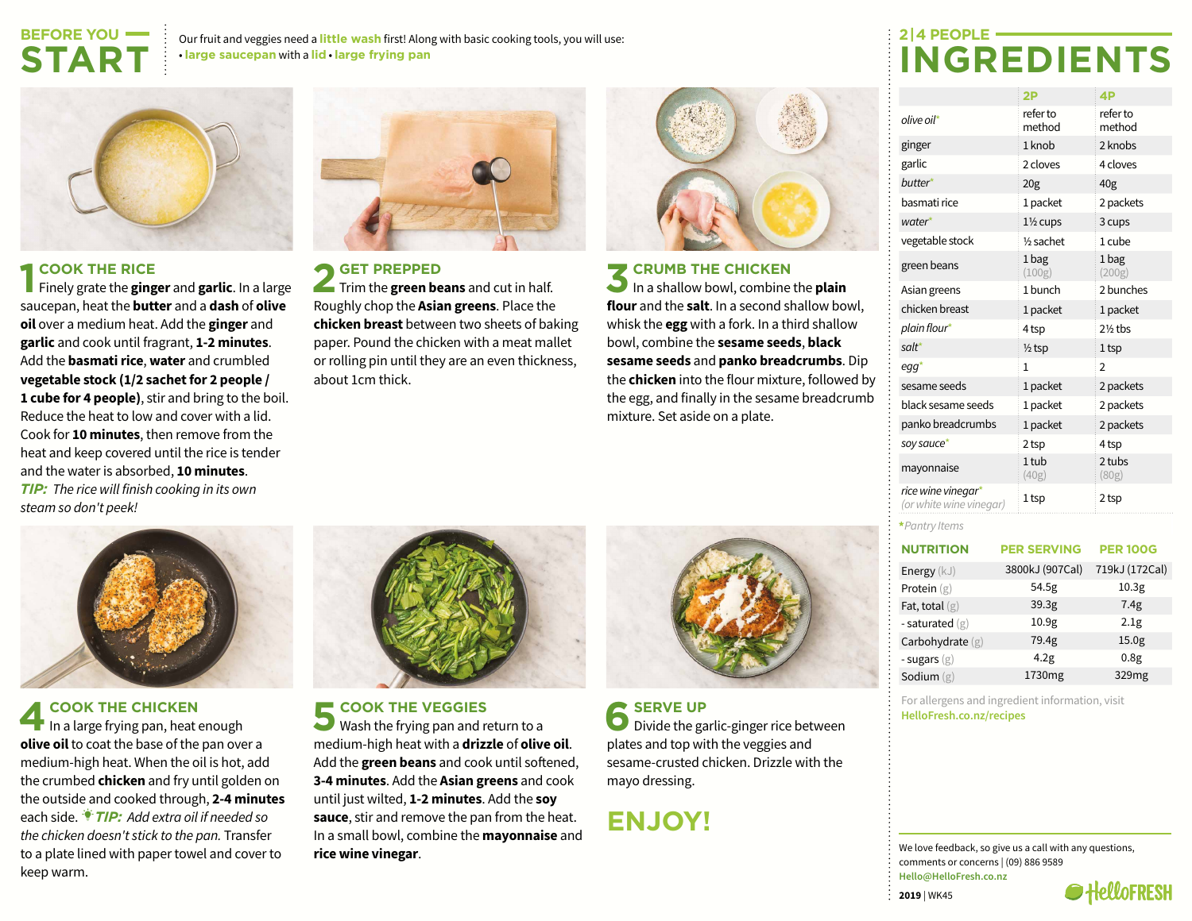## BEFORE YOU START

Our fruit and veggies need a **little wash** first! Along with basic cooking tools, you will use:
- **large saucepan** with a **lid**
- **large frying pan**

### 1 COOK THE RICE

Finely grate the **ginger** and **garlic**. In a large saucepan, heat the **butter** and a **dash** of **olive oil** over a medium heat. Add the **ginger** and **garlic** and cook until fragrant, **1-2 minutes**. Add the **basmati rice**, **water** and crumbled **vegetable stock (1/2 sachet for 2 people / 1 cube for 4 people)**, stir and bring to the boil. Reduce the heat to low and cover with a lid. Cook for **10 minutes**, then remove from the heat and keep covered until the rice is tender and the water is absorbed, **10 minutes**.

***TIP:*** *The rice will finish cooking in its own steam so don't peek!*

### 2 GET PREPPED

Trim the **green beans** and cut in half. Roughly chop the **Asian greens**. Place the **chicken breast** between two sheets of baking paper. Pound the chicken with a meat mallet or rolling pin until they are an even thickness, about 1cm thick.

### 3 CRUMB THE CHICKEN

In a shallow bowl, combine the **plain flour** and the **salt**. In a second shallow bowl, whisk the **egg** with a fork. In a third shallow bowl, combine the **sesame seeds**, **black sesame seeds** and **panko breadcrumbs**. Dip the **chicken** into the flour mixture, followed by the egg, and finally in the sesame breadcrumb mixture. Set aside on a plate.

### 4 COOK THE CHICKEN

In a large frying pan, heat enough **olive oil** to coat the base of the pan over a medium-high heat. When the oil is hot, add the crumbed **chicken** and fry until golden on the outside and cooked through, **2-4 minutes** each side. ***TIP:*** *Add extra oil if needed so the chicken doesn't stick to the pan.* Transfer to a plate lined with paper towel and cover to keep warm.

### 5 COOK THE VEGGIES

Wash the frying pan and return to a medium-high heat with a **drizzle** of **olive oil**. Add the **green beans** and cook until softened, **3-4 minutes**. Add the **Asian greens** and cook until just wilted, **1-2 minutes**. Add the **soy sauce**, stir and remove the pan from the heat. In a small bowl, combine the **mayonnaise** and **rice wine vinegar**.

### 6 SERVE UP

Divide the garlic-ginger rice between plates and top with the veggies and sesame-crusted chicken. Drizzle with the mayo dressing.

## ENJOY!

## 2|4 PEOPLE INGREDIENTS

| | 2P | 4P |
|---|---|---|
| *olive oil** | refer to method | refer to method |
| ginger | 1 knob | 2 knobs |
| garlic | 2 cloves | 4 cloves |
| *butter** | 20g | 40g |
| basmati rice | 1 packet | 2 packets |
| *water** | 1½ cups | 3 cups |
| vegetable stock | ½ sachet | 1 cube |
| green beans | 1 bag (100g) | 1 bag (200g) |
| Asian greens | 1 bunch | 2 bunches |
| chicken breast | 1 packet | 1 packet |
| *plain flour** | 4 tsp | 2½ tbs |
| *salt** | ½ tsp | 1 tsp |
| *egg** | 1 | 2 |
| sesame seeds | 1 packet | 2 packets |
| black sesame seeds | 1 packet | 2 packets |
| panko breadcrumbs | 1 packet | 2 packets |
| *soy sauce** | 2 tsp | 4 tsp |
| mayonnaise | 1 tub (40g) | 2 tubs (80g) |
| *rice wine vinegar** *(or white wine vinegar)* | 1 tsp | 2 tsp |

**Pantry Items*

| NUTRITION | PER SERVING | PER 100G |
|---|---|---|
| Energy (kJ) | 3800kJ (907Cal) | 719kJ (172Cal) |
| Protein (g) | 54.5g | 10.3g |
| Fat, total (g) | 39.3g | 7.4g |
| - saturated (g) | 10.9g | 2.1g |
| Carbohydrate (g) | 79.4g | 15.0g |
| - sugars (g) | 4.2g | 0.8g |
| Sodium (g) | 1730mg | 329mg |

For allergens and ingredient information, visit **HelloFresh.co.nz/recipes**

We love feedback, so give us a call with any questions, comments or concerns | (09) 886 9589
**Hello@HelloFresh.co.nz**

**2019** | WK45

HelloFRESH